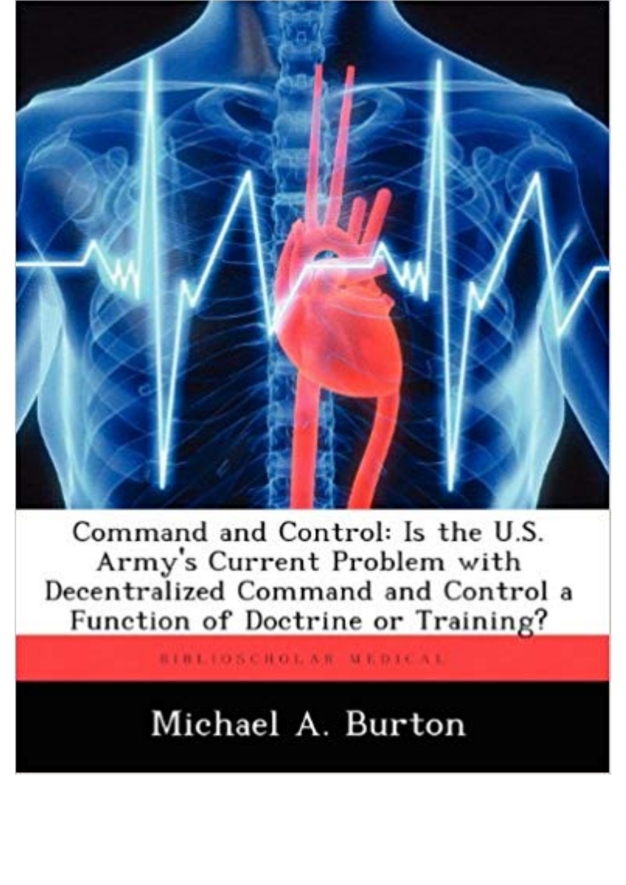# Command and Control: Is the U.S. Army's Current Problem with Decentralized Command and Control a Function of Doctrine or Training?

BIBLIOSCHOLAR MEDICAL

Michael A. Burton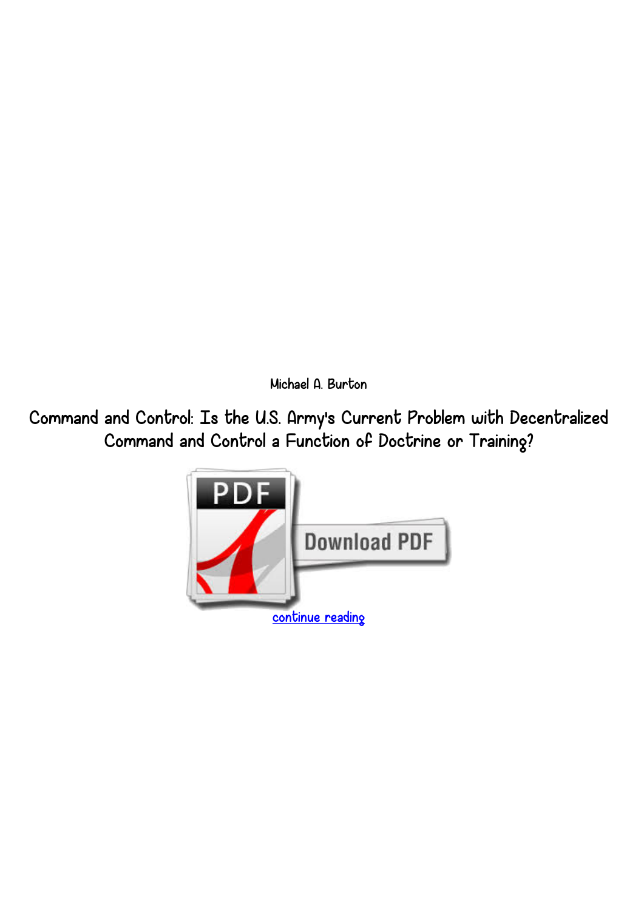Michael A. Burton

# Command and Control: Is the U.S. Army's Current Problem with Decentralized Command and Control a Function of Doctrine or Training?

continue reading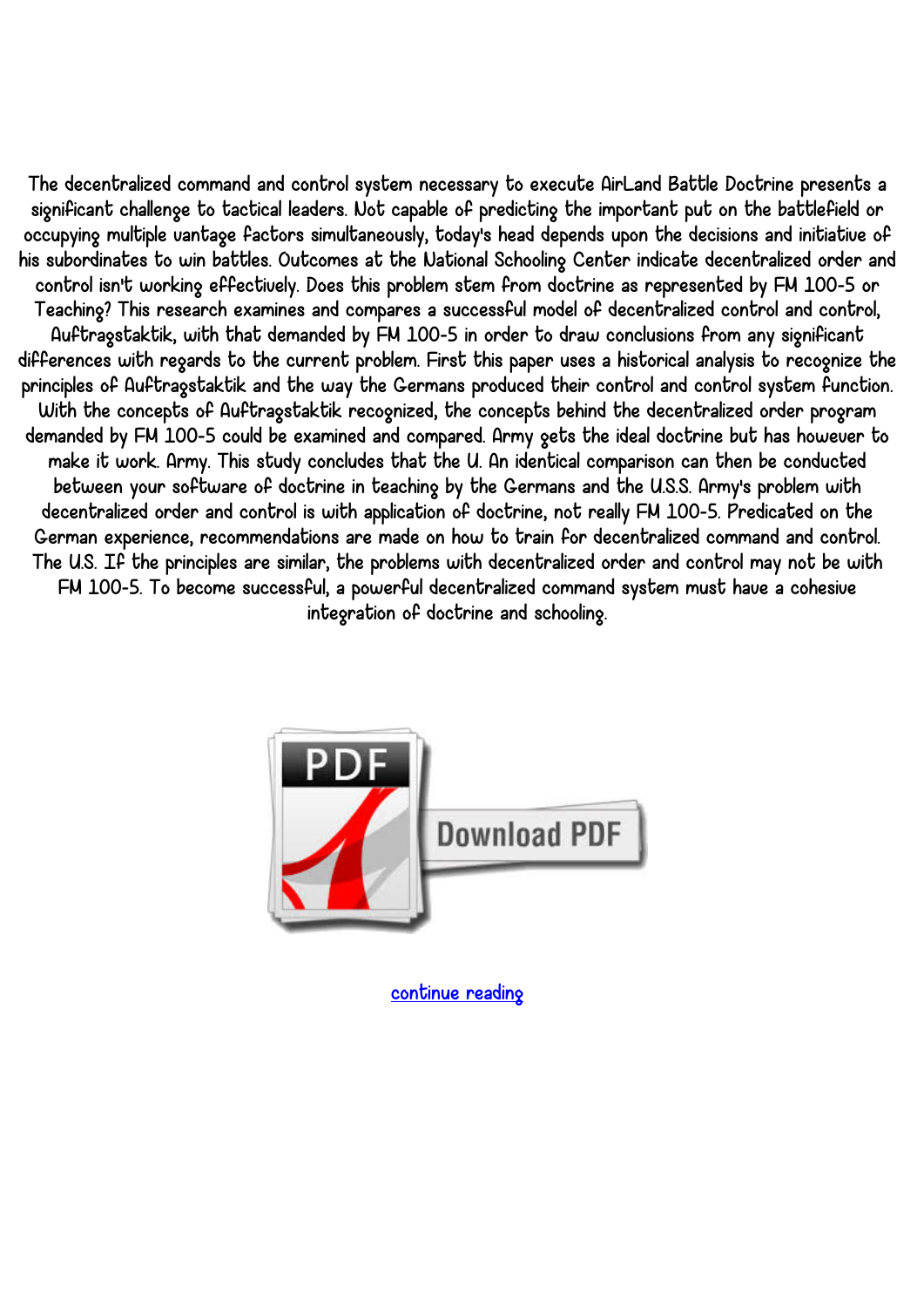The decentralized command and control system necessary to execute AirLand Battle Doctrine presents a significant challenge to tactical leaders. Not capable of predicting the important put on the battlefield or occupying multiple vantage factors simultaneously, today's head depends upon the decisions and initiative of his subordinates to win battles. Outcomes at the National Schooling Center indicate decentralized order and control isn't working effectively. Does this problem stem from doctrine as represented by FM 100-5 or Teaching? This research examines and compares a successful model of decentralized control and control, Auftragstaktik, with that demanded by FM 100-5 in order to draw conclusions from any significant differences with regards to the current problem. First this paper uses a historical analysis to recognize the principles of Auftragstaktik and the way the Germans produced their control and control system function. With the concepts of Auftragstaktik recognized, the concepts behind the decentralized order program demanded by FM 100-5 could be examined and compared. Army gets the ideal doctrine but has however to make it work. Army. This study concludes that the U. An identical comparison can then be conducted between your software of doctrine in teaching by the Germans and the U.S.S. Army's problem with decentralized order and control is with application of doctrine, not really FM 100-5. Predicated on the German experience, recommendations are made on how to train for decentralized command and control. The U.S. If the principles are similar, the problems with decentralized order and control may not be with FM 100-5. To become successful, a powerful decentralized command system must have a cohesive integration of doctrine and schooling.

Download PDF

continue reading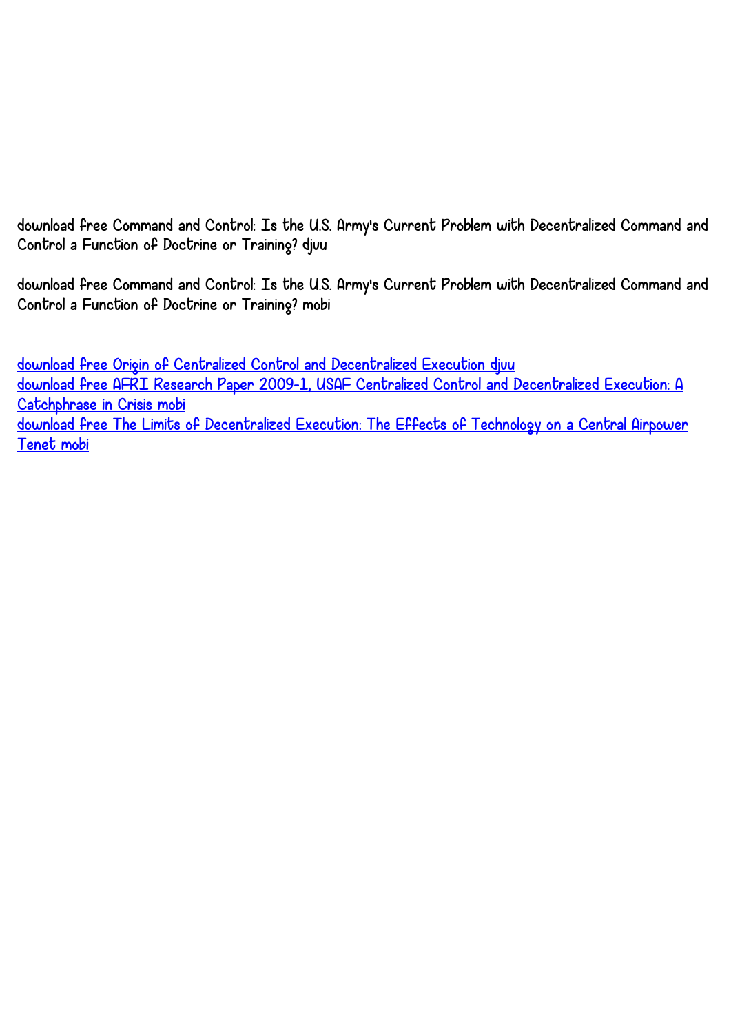download free Command and Control: Is the U.S. Army's Current Problem with Decentralized Command and Control a Function of Doctrine or Training? djvu

download free Command and Control: Is the U.S. Army's Current Problem with Decentralized Command and Control a Function of Doctrine or Training? mobi

download free Origin of Centralized Control and Decentralized Execution djvu
download free AFRI Research Paper 2009-1, USAF Centralized Control and Decentralized Execution: A Catchphrase in Crisis mobi
download free The Limits of Decentralized Execution: The Effects of Technology on a Central Airpower Tenet mobi